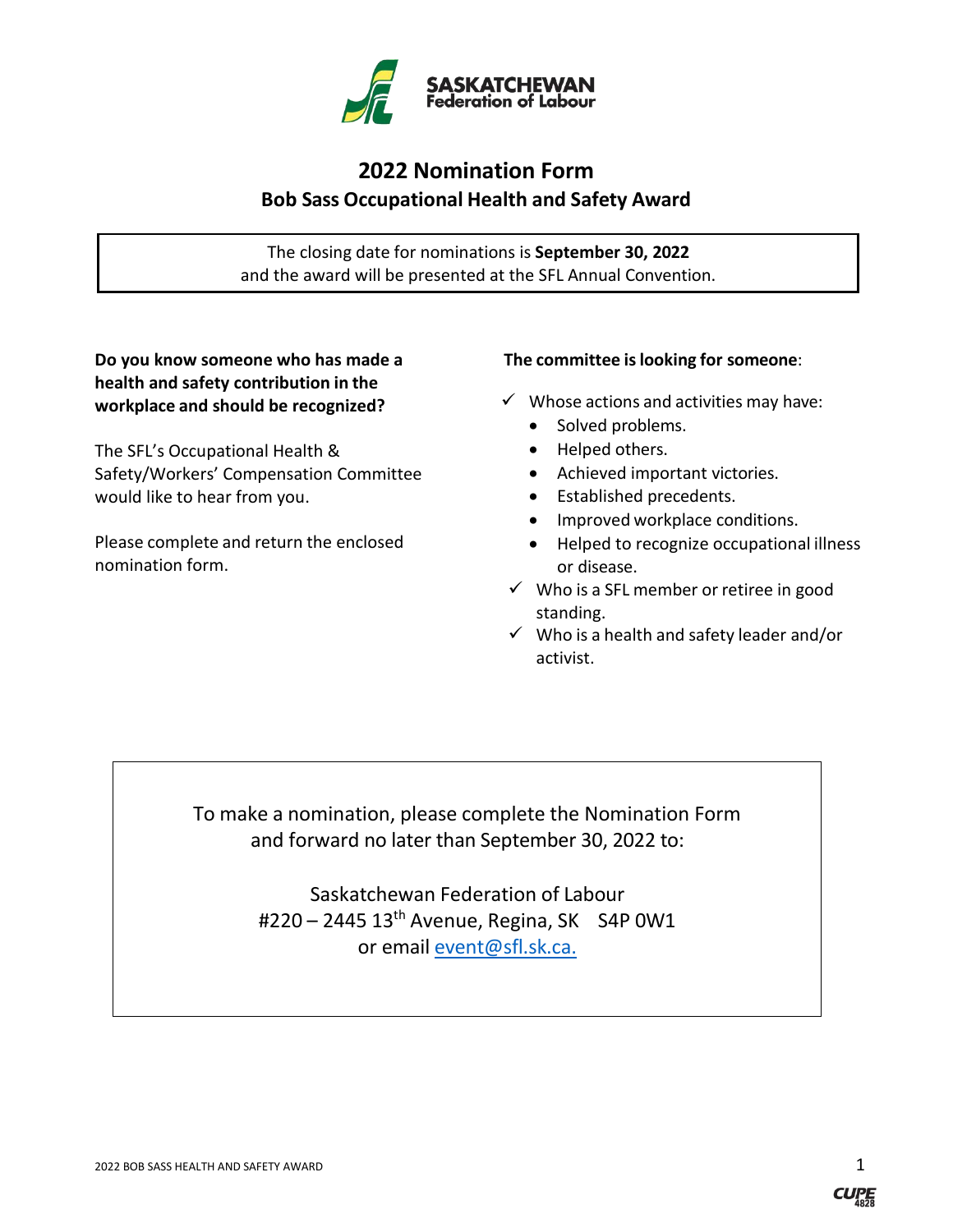SASKATCHEWAN
Federation of Labour

# 2022 Nomination Form

## Bob Sass Occupational Health and Safety Award

The closing date for nominations is **September 30, 2022** and the award will be presented at the SFL Annual Convention.

**Do you know someone who has made a health and safety contribution in the workplace and should be recognized?**

The SFL's Occupational Health & Safety/Workers' Compensation Committee would like to hear from you.

Please complete and return the enclosed nomination form.

**The committee is looking for someone**:

- ✓ Whose actions and activities may have:
  - Solved problems.
  - Helped others.
  - Achieved important victories.
  - Established precedents.
  - Improved workplace conditions.
  - Helped to recognize occupational illness or disease.
- ✓ Who is a SFL member or retiree in good standing.
- ✓ Who is a health and safety leader and/or activist.

To make a nomination, please complete the Nomination Form and forward no later than September 30, 2022 to:

Saskatchewan Federation of Labour
#220 – 2445 13th Avenue, Regina, SK S4P 0W1
or email event@sfl.sk.ca.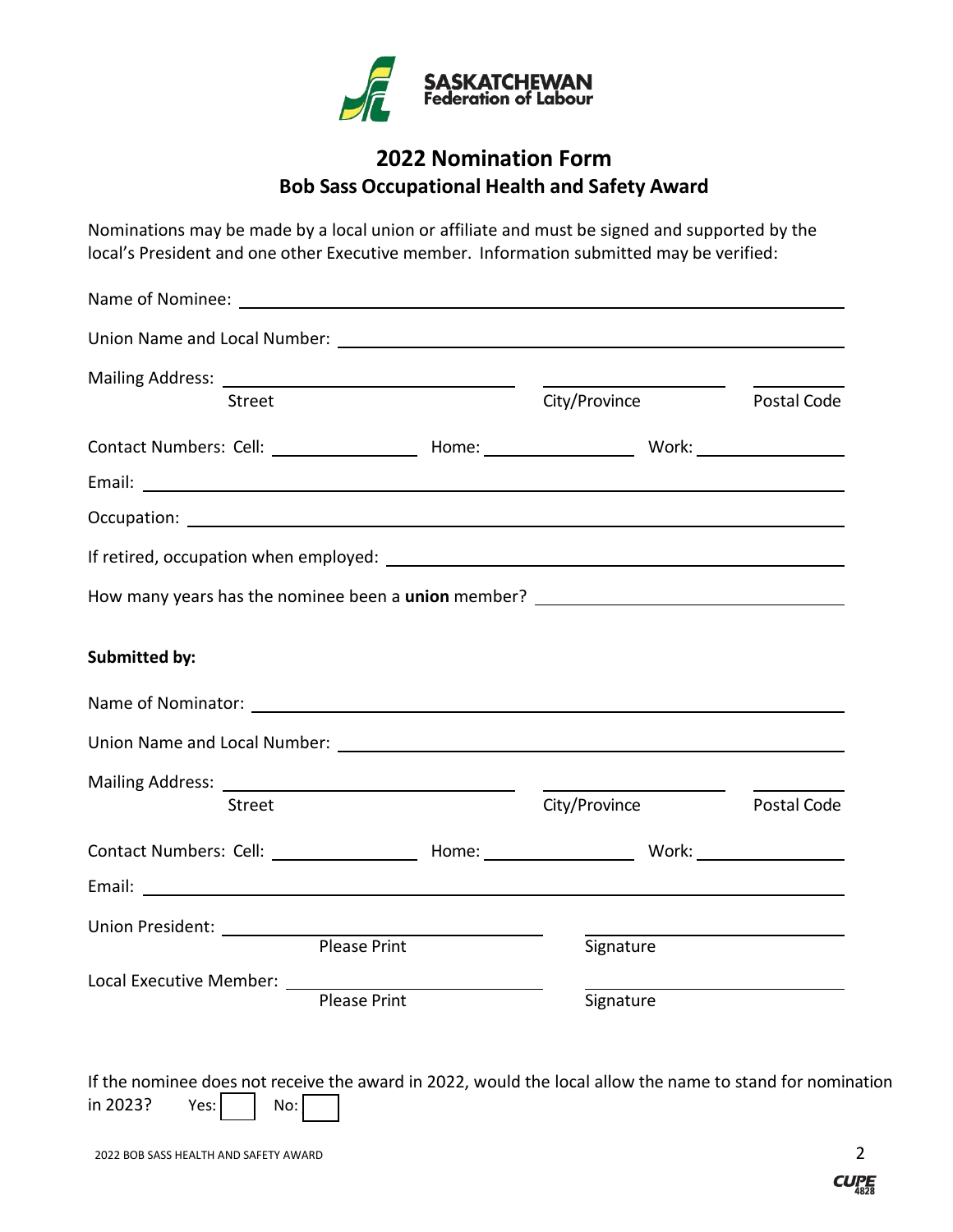SASKATCHEWAN Federation of Labour

# 2022 Nomination Form
## Bob Sass Occupational Health and Safety Award

Nominations may be made by a local union or affiliate and must be signed and supported by the local's President and one other Executive member. Information submitted may be verified:

Name of Nominee: ______________________________

Union Name and Local Number: ______________________________

Mailing Address: ______________________ ______________ __________
Street City/Province Postal Code

Contact Numbers: Cell: ______________ Home: ______________ Work: ______________

Email: ______________________________

Occupation: ______________________________

If retired, occupation when employed: ______________________________

How many years has the nominee been a **union** member? ______________________________

**Submitted by:**

Name of Nominator: ______________________________

Union Name and Local Number: ______________________________

Mailing Address: ______________________ ______________ __________
Street City/Province Postal Code

Contact Numbers: Cell: ______________ Home: ______________ Work: ______________

Email: ______________________________

Union President: ______________________ ______________________
Please Print Signature

Local Executive Member: ______________________ ______________________
Please Print Signature

If the nominee does not receive the award in 2022, would the local allow the name to stand for nomination in 2023? Yes: ☐ No: ☐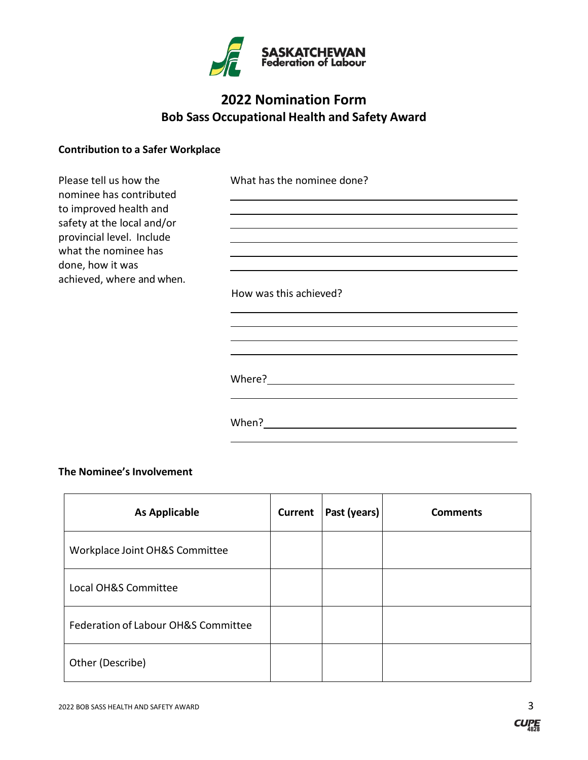SASKATCHEWAN
Federation of Labour

# 2022 Nomination Form
## Bob Sass Occupational Health and Safety Award

**Contribution to a Safer Workplace**

Please tell us how the nominee has contributed to improved health and safety at the local and/or provincial level. Include what the nominee has done, how it was achieved, where and when.

What has the nominee done?

______________________________________________

______________________________________________

______________________________________________

______________________________________________

______________________________________________

______________________________________________

How was this achieved?

______________________________________________

______________________________________________

______________________________________________

______________________________________________

Where? ______________________________________

______________________________________________

When? ______________________________________

______________________________________________

**The Nominee's Involvement**

| As Applicable | Current | Past (years) | Comments |
|---|---|---|---|
| Workplace Joint OH&S Committee | | | |
| Local OH&S Committee | | | |
| Federation of Labour OH&S Committee | | | |
| Other (Describe) | | | |